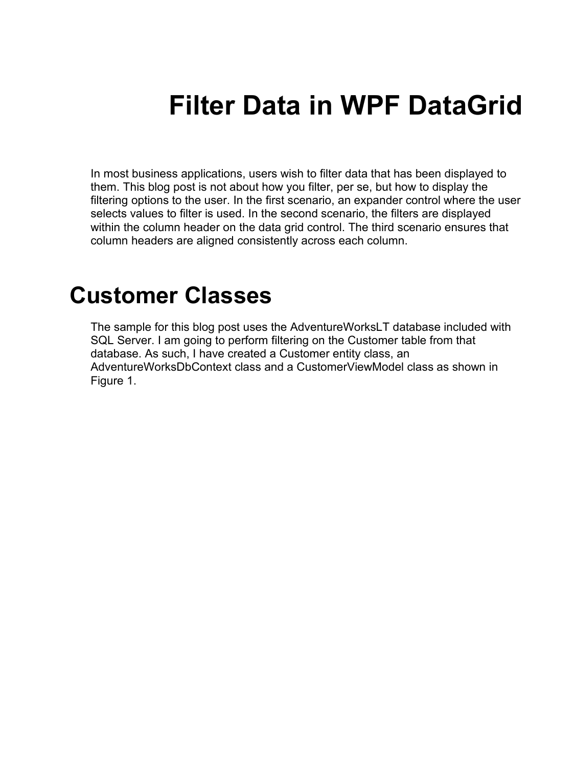# Filter Data in WPF DataGrid

In most business applications, users wish to filter data that has been displayed to them. This blog post is not about how you filter, per se, but how to display the filtering options to the user. In the first scenario, an expander control where the user selects values to filter is used. In the second scenario, the filters are displayed within the column header on the data grid control. The third scenario ensures that column headers are aligned consistently across each column.

## Customer Classes

The sample for this blog post uses the AdventureWorksLT database included with SQL Server. I am going to perform filtering on the Customer table from that database. As such, I have created a Customer entity class, an AdventureWorksDbContext class and a CustomerViewModel class as shown in Figure 1.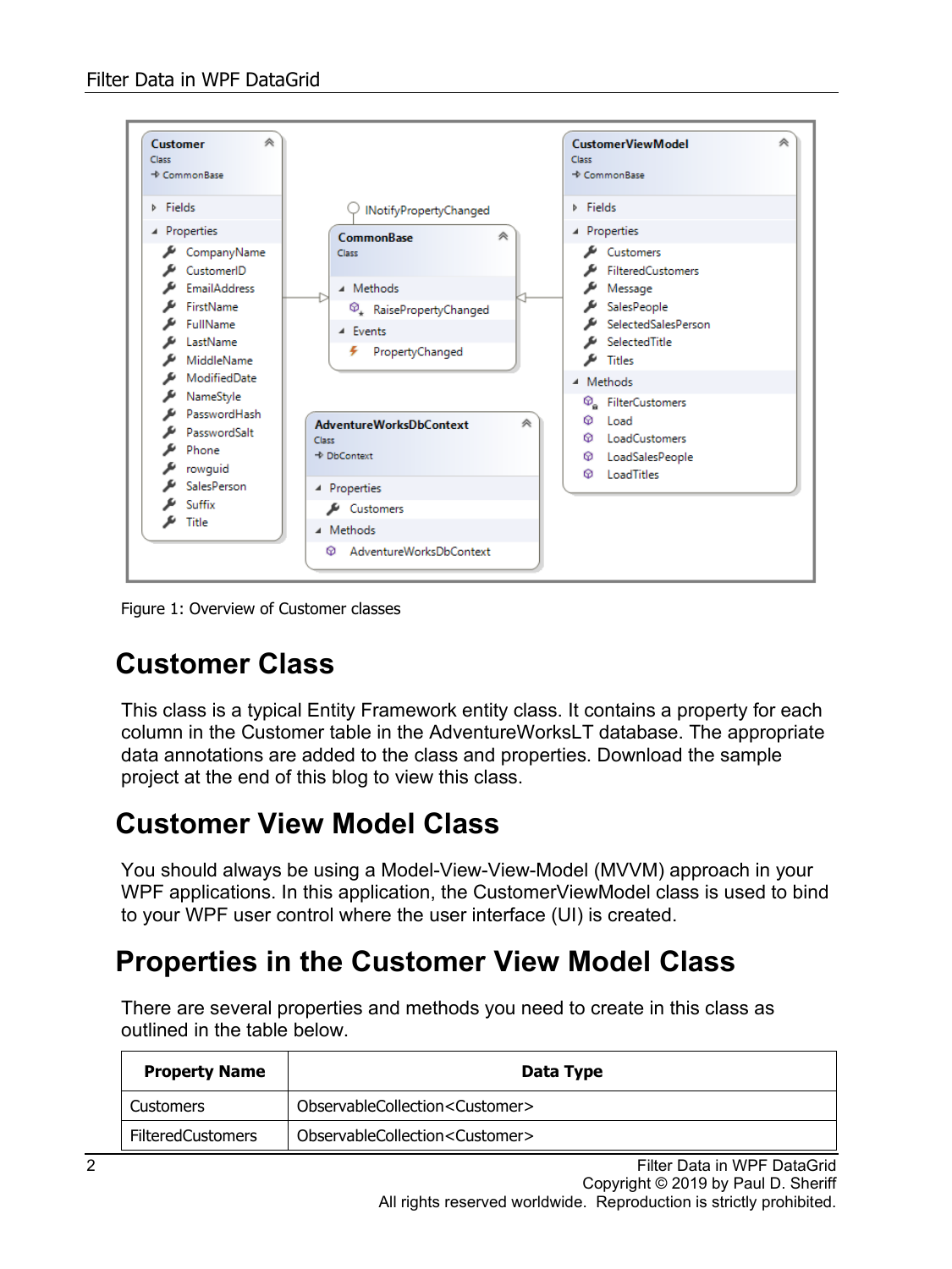Figure 1: Overview of Customer classes

## Customer Class

This class is a typical Entity Framework entity class. It contains a property for each column in the Customer table in the AdventureWorksLT database. The appropriate data annotations are added to the class and properties. Download the sample project at the end of this blog to view this class.

## Customer View Model Class

You should always be using a Model-View-View-Model (MVVM) approach in your WPF applications. In this application, the CustomerViewModel class is used to bind to your WPF user control where the user interface (UI) is created.

## Properties in the Customer View Model Class

There are several properties and methods you need to create in this class as outlined in the table below.

| Property Name | Data Type |
| --- | --- |
| Customers | ObservableCollection<Customer> |
| FilteredCustomers | ObservableCollection<Customer> |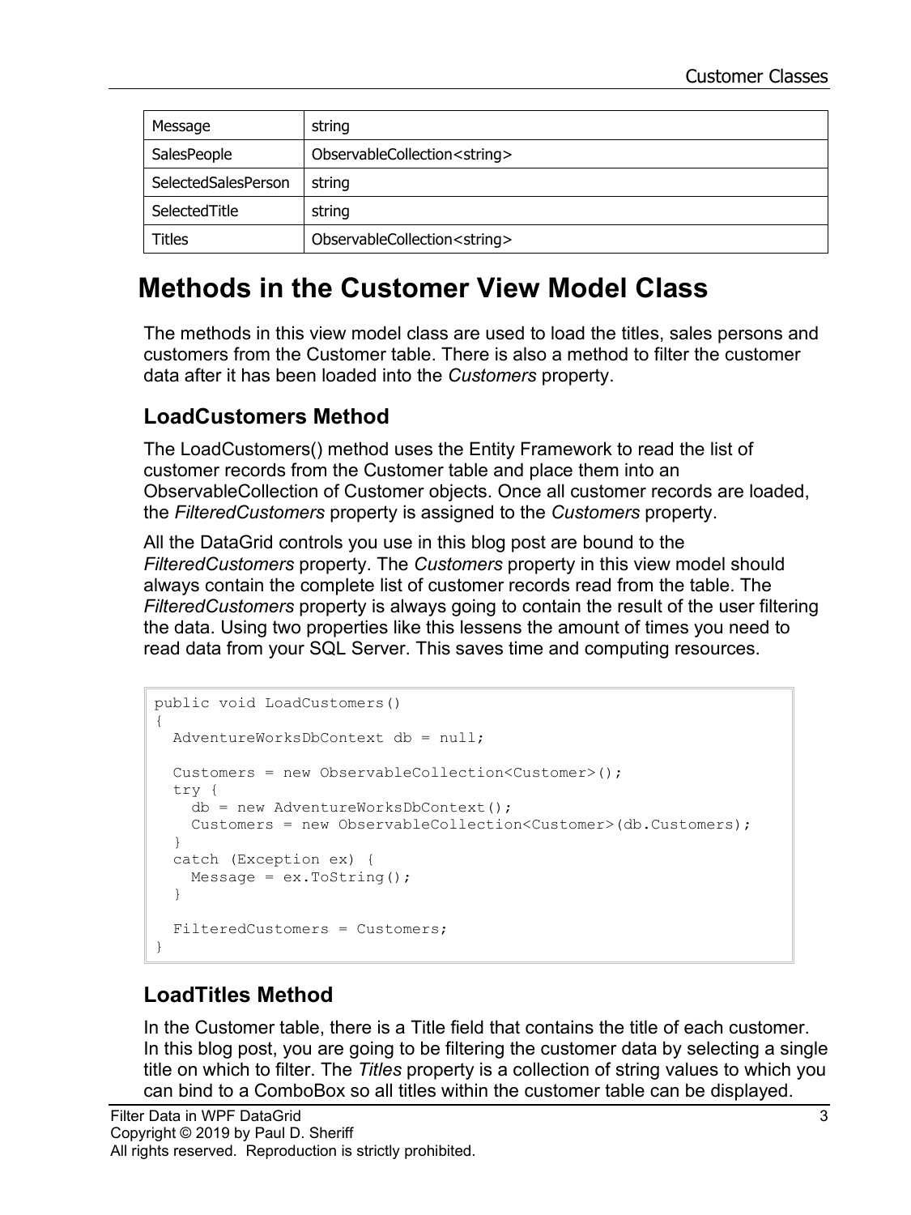| Message | string |
|---|---|
| SalesPeople | ObservableCollection<string> |
| SelectedSalesPerson | string |
| SelectedTitle | string |
| Titles | ObservableCollection<string> |

# Methods in the Customer View Model Class

The methods in this view model class are used to load the titles, sales persons and customers from the Customer table. There is also a method to filter the customer data after it has been loaded into the *Customers* property.

## LoadCustomers Method

The LoadCustomers() method uses the Entity Framework to read the list of customer records from the Customer table and place them into an ObservableCollection of Customer objects. Once all customer records are loaded, the *FilteredCustomers* property is assigned to the *Customers* property.

All the DataGrid controls you use in this blog post are bound to the *FilteredCustomers* property. The *Customers* property in this view model should always contain the complete list of customer records read from the table. The *FilteredCustomers* property is always going to contain the result of the user filtering the data. Using two properties like this lessens the amount of times you need to read data from your SQL Server. This saves time and computing resources.

```
public void LoadCustomers()
{
  AdventureWorksDbContext db = null;

  Customers = new ObservableCollection<Customer>();
  try {
    db = new AdventureWorksDbContext();
    Customers = new ObservableCollection<Customer>(db.Customers);
  }
  catch (Exception ex) {
    Message = ex.ToString();
  }

  FilteredCustomers = Customers;
}
```

## LoadTitles Method

In the Customer table, there is a Title field that contains the title of each customer. In this blog post, you are going to be filtering the customer data by selecting a single title on which to filter. The *Titles* property is a collection of string values to which you can bind to a ComboBox so all titles within the customer table can be displayed.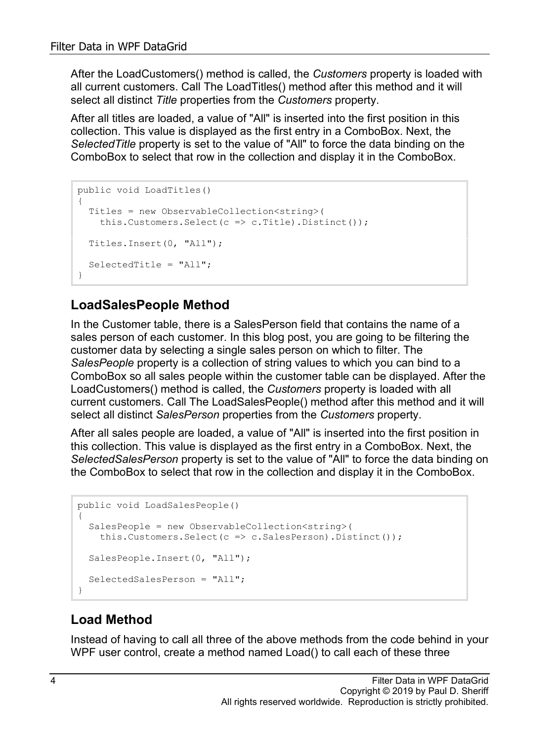After the LoadCustomers() method is called, the *Customers* property is loaded with all current customers. Call The LoadTitles() method after this method and it will select all distinct *Title* properties from the *Customers* property.

After all titles are loaded, a value of "All" is inserted into the first position in this collection. This value is displayed as the first entry in a ComboBox. Next, the *SelectedTitle* property is set to the value of "All" to force the data binding on the ComboBox to select that row in the collection and display it in the ComboBox.

```
public void LoadTitles()
{
  Titles = new ObservableCollection<string>(
    this.Customers.Select(c => c.Title).Distinct());

  Titles.Insert(0, "All");

  SelectedTitle = "All";
}
```

## LoadSalesPeople Method

In the Customer table, there is a SalesPerson field that contains the name of a sales person of each customer. In this blog post, you are going to be filtering the customer data by selecting a single sales person on which to filter. The *SalesPeople* property is a collection of string values to which you can bind to a ComboBox so all sales people within the customer table can be displayed. After the LoadCustomers() method is called, the *Customers* property is loaded with all current customers. Call The LoadSalesPeople() method after this method and it will select all distinct *SalesPerson* properties from the *Customers* property.

After all sales people are loaded, a value of "All" is inserted into the first position in this collection. This value is displayed as the first entry in a ComboBox. Next, the *SelectedSalesPerson* property is set to the value of "All" to force the data binding on the ComboBox to select that row in the collection and display it in the ComboBox.

```
public void LoadSalesPeople()
{
  SalesPeople = new ObservableCollection<string>(
    this.Customers.Select(c => c.SalesPerson).Distinct());

  SalesPeople.Insert(0, "All");

  SelectedSalesPerson = "All";
}
```

## Load Method

Instead of having to call all three of the above methods from the code behind in your WPF user control, create a method named Load() to call each of these three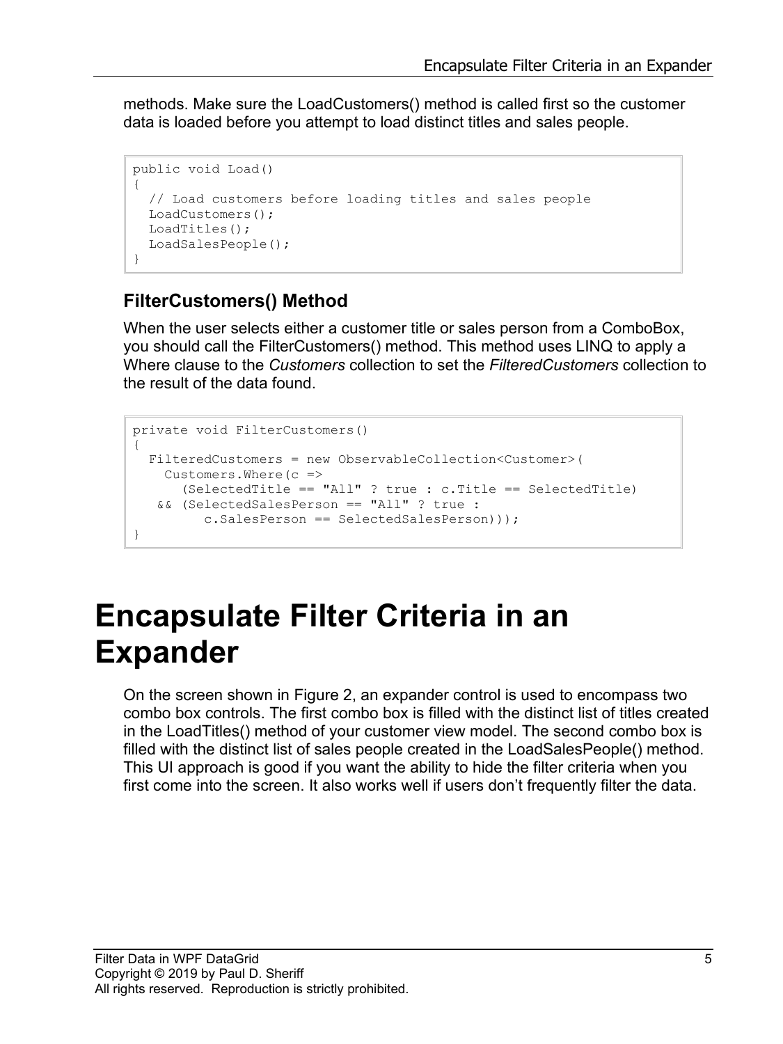methods. Make sure the LoadCustomers() method is called first so the customer data is loaded before you attempt to load distinct titles and sales people.

```
public void Load()
{
  // Load customers before loading titles and sales people
  LoadCustomers();
  LoadTitles();
  LoadSalesPeople();
}
```

### FilterCustomers() Method

When the user selects either a customer title or sales person from a ComboBox, you should call the FilterCustomers() method. This method uses LINQ to apply a Where clause to the *Customers* collection to set the *FilteredCustomers* collection to the result of the data found.

```
private void FilterCustomers()
{
  FilteredCustomers = new ObservableCollection<Customer>(
    Customers.Where(c =>
      (SelectedTitle == "All" ? true : c.Title == SelectedTitle)
   && (SelectedSalesPerson == "All" ? true :
         c.SalesPerson == SelectedSalesPerson)));
}
```

# Encapsulate Filter Criteria in an Expander

On the screen shown in Figure 2, an expander control is used to encompass two combo box controls. The first combo box is filled with the distinct list of titles created in the LoadTitles() method of your customer view model. The second combo box is filled with the distinct list of sales people created in the LoadSalesPeople() method. This UI approach is good if you want the ability to hide the filter criteria when you first come into the screen. It also works well if users don't frequently filter the data.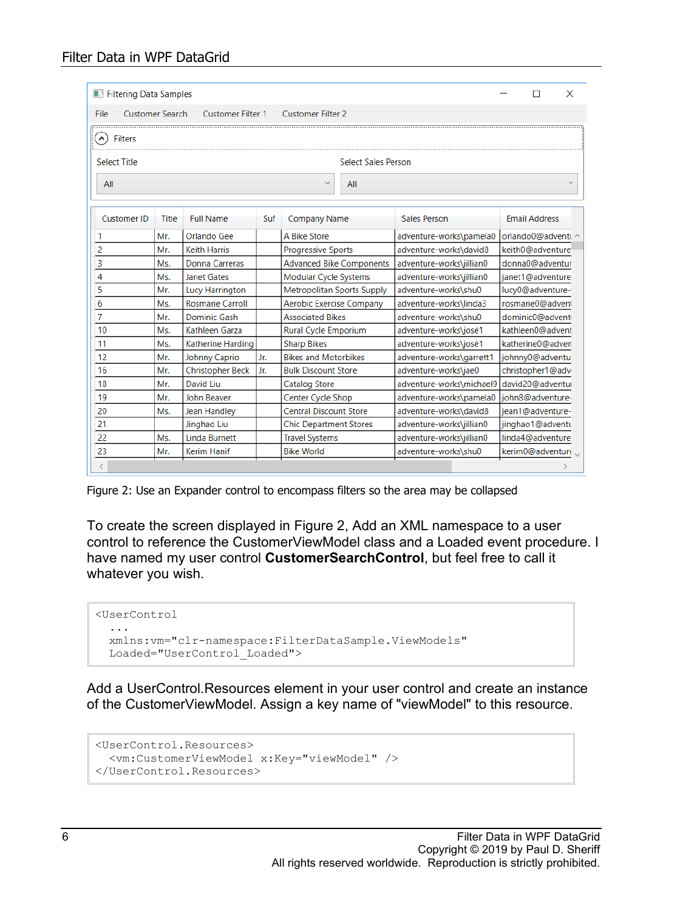Figure 2: Use an Expander control to encompass filters so the area may be collapsed

To create the screen displayed in Figure 2, Add an XML namespace to a user control to reference the CustomerViewModel class and a Loaded event procedure. I have named my user control **CustomerSearchControl**, but feel free to call it whatever you wish.

```
<UserControl
  ...
  xmlns:vm="clr-namespace:FilterDataSample.ViewModels"
  Loaded="UserControl_Loaded">
```

Add a UserControl.Resources element in your user control and create an instance of the CustomerViewModel. Assign a key name of "viewModel" to this resource.

```
<UserControl.Resources>
  <vm:CustomerViewModel x:Key="viewModel" />
</UserControl.Resources>
```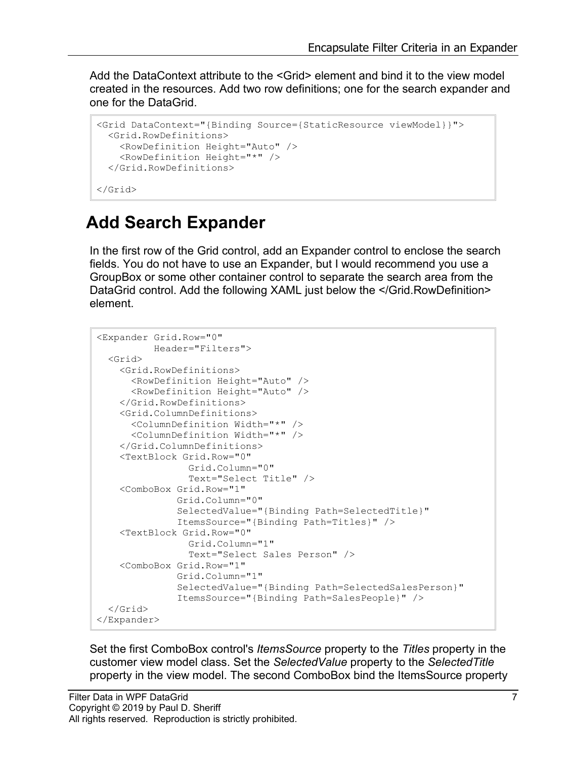Add the DataContext attribute to the <Grid> element and bind it to the view model created in the resources. Add two row definitions; one for the search expander and one for the DataGrid.

```
<Grid DataContext="{Binding Source={StaticResource viewModel}}">
  <Grid.RowDefinitions>
    <RowDefinition Height="Auto" />
    <RowDefinition Height="*" />
  </Grid.RowDefinitions>

</Grid>
```

# Add Search Expander

In the first row of the Grid control, add an Expander control to enclose the search fields. You do not have to use an Expander, but I would recommend you use a GroupBox or some other container control to separate the search area from the DataGrid control. Add the following XAML just below the </Grid.RowDefinition> element.

```
<Expander Grid.Row="0"
          Header="Filters">
  <Grid>
    <Grid.RowDefinitions>
      <RowDefinition Height="Auto" />
      <RowDefinition Height="Auto" />
    </Grid.RowDefinitions>
    <Grid.ColumnDefinitions>
      <ColumnDefinition Width="*" />
      <ColumnDefinition Width="*" />
    </Grid.ColumnDefinitions>
    <TextBlock Grid.Row="0"
               Grid.Column="0"
               Text="Select Title" />
    <ComboBox Grid.Row="1"
              Grid.Column="0"
              SelectedValue="{Binding Path=SelectedTitle}"
              ItemsSource="{Binding Path=Titles}" />
    <TextBlock Grid.Row="0"
               Grid.Column="1"
               Text="Select Sales Person" />
    <ComboBox Grid.Row="1"
              Grid.Column="1"
              SelectedValue="{Binding Path=SelectedSalesPerson}"
              ItemsSource="{Binding Path=SalesPeople}" />
  </Grid>
</Expander>
```

Set the first ComboBox control's *ItemsSource* property to the *Titles* property in the customer view model class. Set the *SelectedValue* property to the *SelectedTitle* property in the view model. The second ComboBox bind the ItemsSource property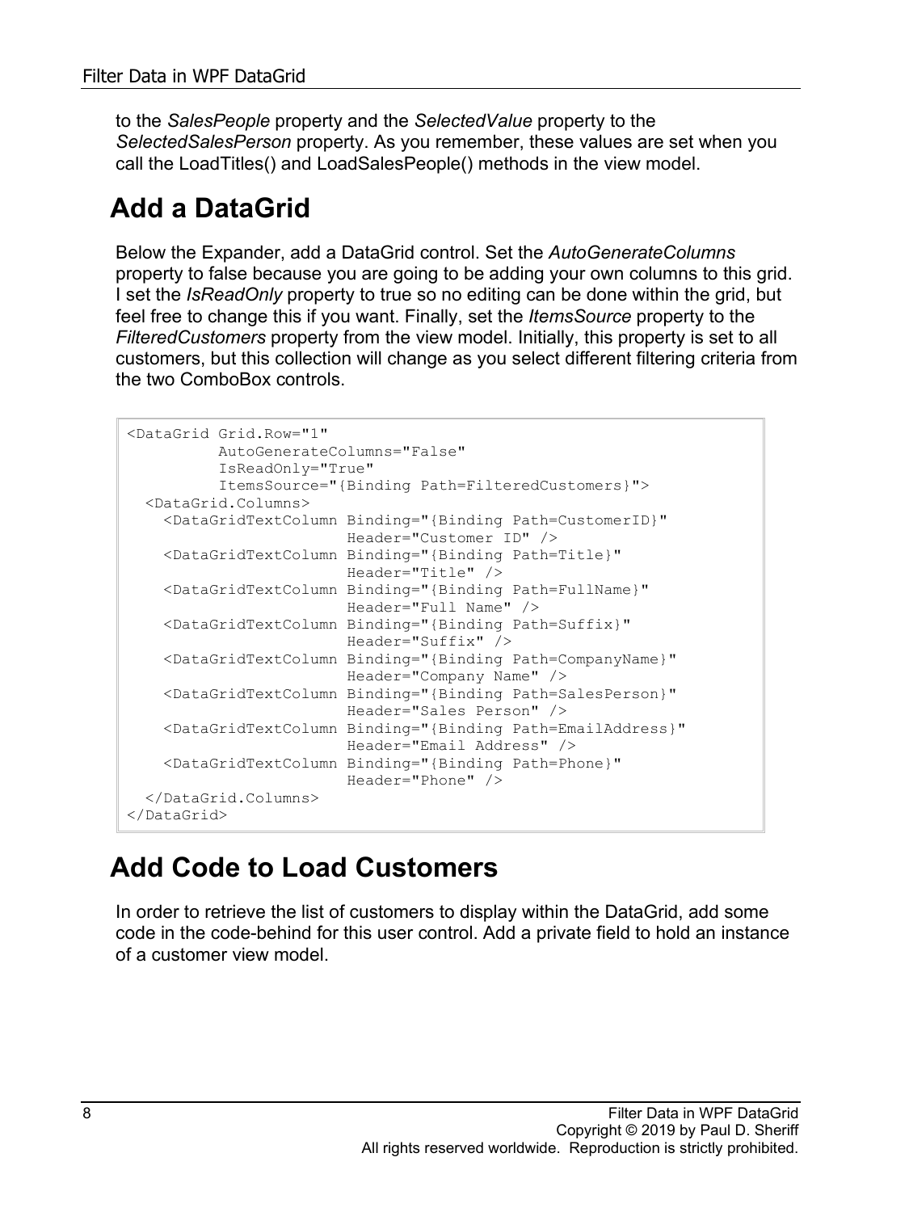to the *SalesPeople* property and the *SelectedValue* property to the *SelectedSalesPerson* property. As you remember, these values are set when you call the LoadTitles() and LoadSalesPeople() methods in the view model.

## Add a DataGrid

Below the Expander, add a DataGrid control. Set the *AutoGenerateColumns* property to false because you are going to be adding your own columns to this grid. I set the *IsReadOnly* property to true so no editing can be done within the grid, but feel free to change this if you want. Finally, set the *ItemsSource* property to the *FilteredCustomers* property from the view model. Initially, this property is set to all customers, but this collection will change as you select different filtering criteria from the two ComboBox controls.

```
<DataGrid Grid.Row="1"
          AutoGenerateColumns="False"
          IsReadOnly="True"
          ItemsSource="{Binding Path=FilteredCustomers}">
  <DataGrid.Columns>
    <DataGridTextColumn Binding="{Binding Path=CustomerID}"
                        Header="Customer ID" />
    <DataGridTextColumn Binding="{Binding Path=Title}"
                        Header="Title" />
    <DataGridTextColumn Binding="{Binding Path=FullName}"
                        Header="Full Name" />
    <DataGridTextColumn Binding="{Binding Path=Suffix}"
                        Header="Suffix" />
    <DataGridTextColumn Binding="{Binding Path=CompanyName}"
                        Header="Company Name" />
    <DataGridTextColumn Binding="{Binding Path=SalesPerson}"
                        Header="Sales Person" />
    <DataGridTextColumn Binding="{Binding Path=EmailAddress}"
                        Header="Email Address" />
    <DataGridTextColumn Binding="{Binding Path=Phone}"
                        Header="Phone" />
  </DataGrid.Columns>
</DataGrid>
```

## Add Code to Load Customers

In order to retrieve the list of customers to display within the DataGrid, add some code in the code-behind for this user control. Add a private field to hold an instance of a customer view model.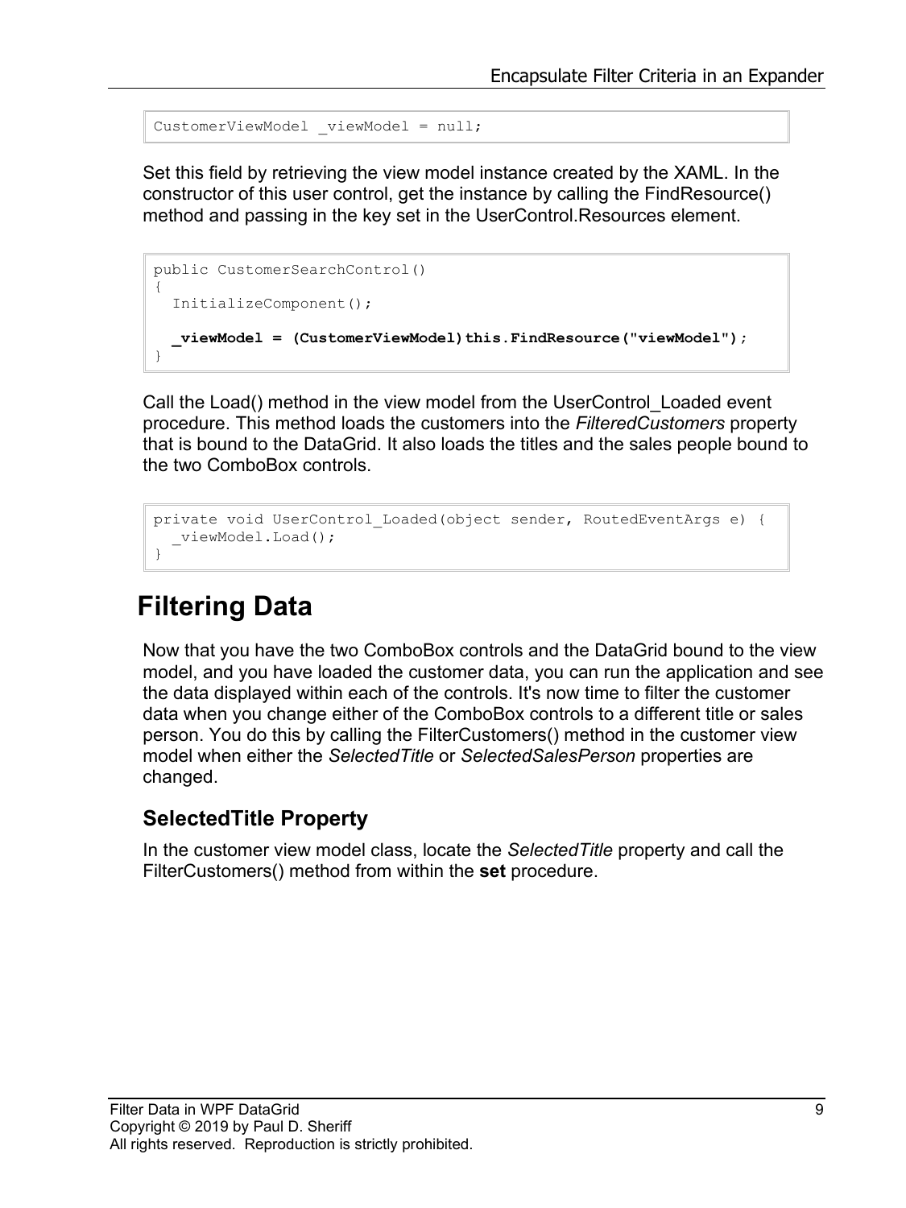```
CustomerViewModel _viewModel = null;
```

Set this field by retrieving the view model instance created by the XAML. In the constructor of this user control, get the instance by calling the FindResource() method and passing in the key set in the UserControl.Resources element.

```
public CustomerSearchControl()
{
  InitializeComponent();

  _viewModel = (CustomerViewModel)this.FindResource("viewModel");
}
```

Call the Load() method in the view model from the UserControl_Loaded event procedure. This method loads the customers into the *FilteredCustomers* property that is bound to the DataGrid. It also loads the titles and the sales people bound to the two ComboBox controls.

```
private void UserControl_Loaded(object sender, RoutedEventArgs e) {
  _viewModel.Load();
}
```

## Filtering Data

Now that you have the two ComboBox controls and the DataGrid bound to the view model, and you have loaded the customer data, you can run the application and see the data displayed within each of the controls. It's now time to filter the customer data when you change either of the ComboBox controls to a different title or sales person. You do this by calling the FilterCustomers() method in the customer view model when either the *SelectedTitle* or *SelectedSalesPerson* properties are changed.

### SelectedTitle Property

In the customer view model class, locate the *SelectedTitle* property and call the FilterCustomers() method from within the **set** procedure.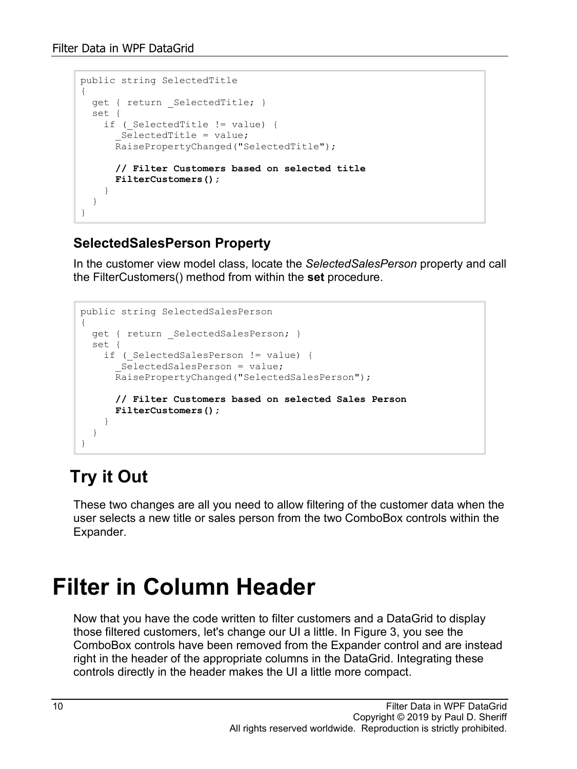```
public string SelectedTitle
{
  get { return _SelectedTitle; }
  set {
    if (_SelectedTitle != value) {
      _SelectedTitle = value;
      RaisePropertyChanged("SelectedTitle");

      // Filter Customers based on selected title
      FilterCustomers();
    }
  }
}
```

### SelectedSalesPerson Property

In the customer view model class, locate the *SelectedSalesPerson* property and call the FilterCustomers() method from within the **set** procedure.

```
public string SelectedSalesPerson
{
  get { return _SelectedSalesPerson; }
  set {
    if (_SelectedSalesPerson != value) {
      _SelectedSalesPerson = value;
      RaisePropertyChanged("SelectedSalesPerson");

      // Filter Customers based on selected Sales Person
      FilterCustomers();
    }
  }
}
```

## Try it Out

These two changes are all you need to allow filtering of the customer data when the user selects a new title or sales person from the two ComboBox controls within the Expander.

# Filter in Column Header

Now that you have the code written to filter customers and a DataGrid to display those filtered customers, let's change our UI a little. In Figure 3, you see the ComboBox controls have been removed from the Expander control and are instead right in the header of the appropriate columns in the DataGrid. Integrating these controls directly in the header makes the UI a little more compact.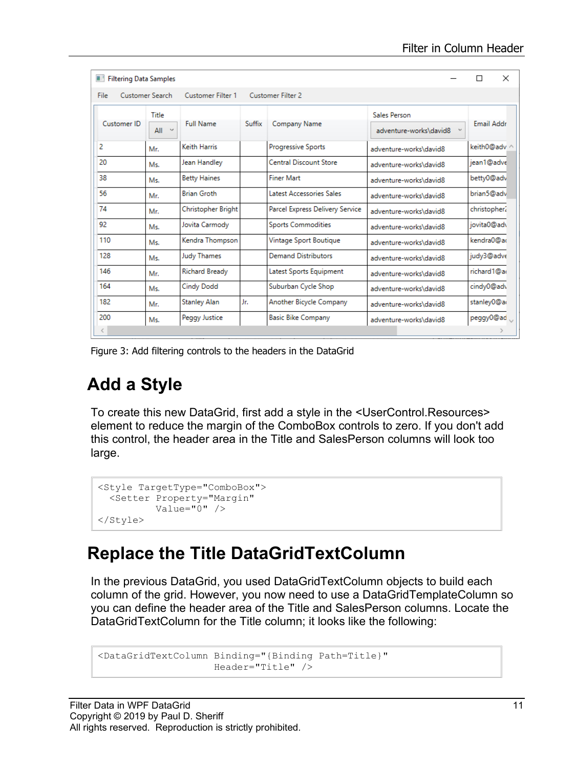Figure 3: Add filtering controls to the headers in the DataGrid

# Add a Style

To create this new DataGrid, first add a style in the <UserControl.Resources> element to reduce the margin of the ComboBox controls to zero. If you don't add this control, the header area in the Title and SalesPerson columns will look too large.

```
<Style TargetType="ComboBox">
  <Setter Property="Margin"
          Value="0" />
</Style>
```

# Replace the Title DataGridTextColumn

In the previous DataGrid, you used DataGridTextColumn objects to build each column of the grid. However, you now need to use a DataGridTemplateColumn so you can define the header area of the Title and SalesPerson columns. Locate the DataGridTextColumn for the Title column; it looks like the following:

```
<DataGridTextColumn Binding="{Binding Path=Title}"
                    Header="Title" />
```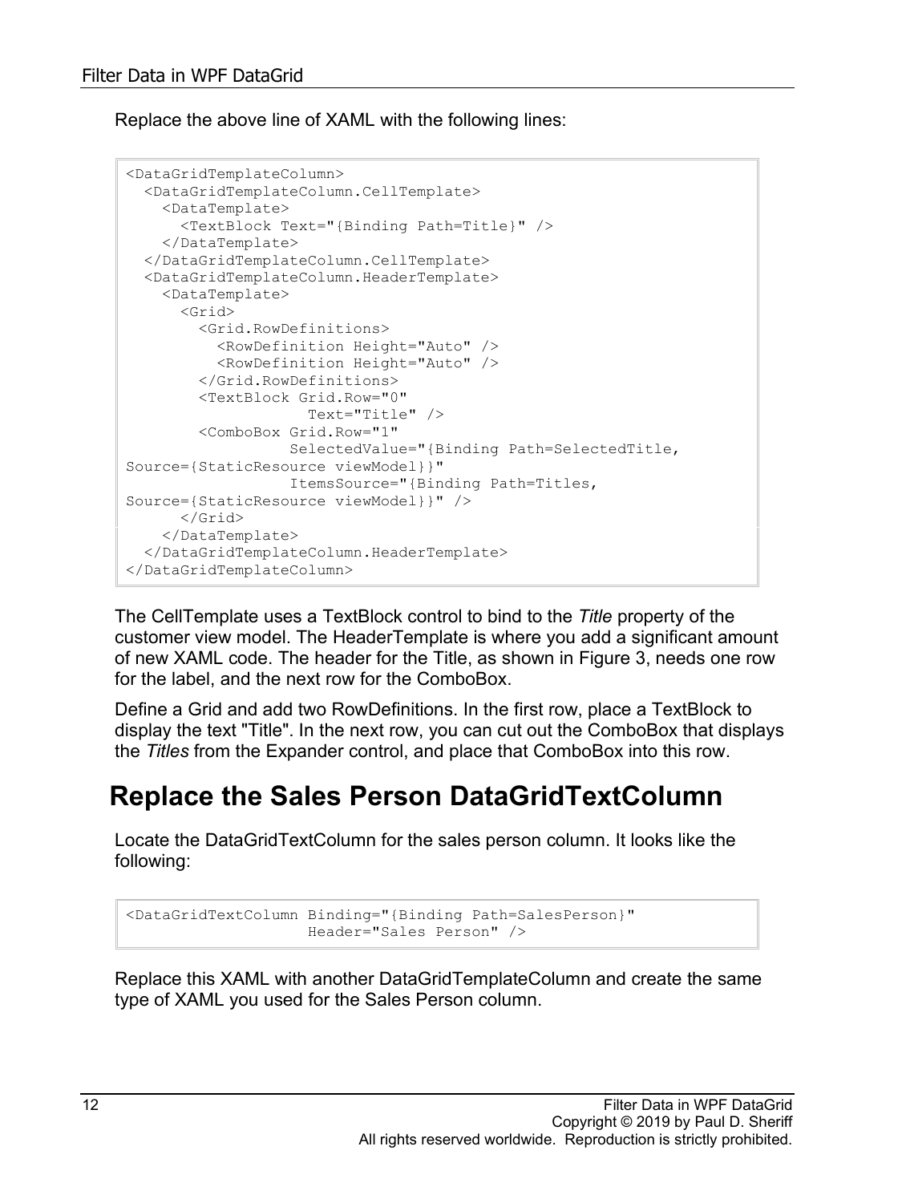Replace the above line of XAML with the following lines:

```
<DataGridTemplateColumn>
  <DataGridTemplateColumn.CellTemplate>
    <DataTemplate>
      <TextBlock Text="{Binding Path=Title}" />
    </DataTemplate>
  </DataGridTemplateColumn.CellTemplate>
  <DataGridTemplateColumn.HeaderTemplate>
    <DataTemplate>
      <Grid>
        <Grid.RowDefinitions>
          <RowDefinition Height="Auto" />
          <RowDefinition Height="Auto" />
        </Grid.RowDefinitions>
        <TextBlock Grid.Row="0"
                   Text="Title" />
        <ComboBox Grid.Row="1"
                  SelectedValue="{Binding Path=SelectedTitle,
Source={StaticResource viewModel}}"
                  ItemsSource="{Binding Path=Titles,
Source={StaticResource viewModel}}" />
      </Grid>
    </DataTemplate>
  </DataGridTemplateColumn.HeaderTemplate>
</DataGridTemplateColumn>
```

The CellTemplate uses a TextBlock control to bind to the *Title* property of the customer view model. The HeaderTemplate is where you add a significant amount of new XAML code. The header for the Title, as shown in Figure 3, needs one row for the label, and the next row for the ComboBox.

Define a Grid and add two RowDefinitions. In the first row, place a TextBlock to display the text "Title". In the next row, you can cut out the ComboBox that displays the *Titles* from the Expander control, and place that ComboBox into this row.

# Replace the Sales Person DataGridTextColumn

Locate the DataGridTextColumn for the sales person column. It looks like the following:

```
<DataGridTextColumn Binding="{Binding Path=SalesPerson}"
                    Header="Sales Person" />
```

Replace this XAML with another DataGridTemplateColumn and create the same type of XAML you used for the Sales Person column.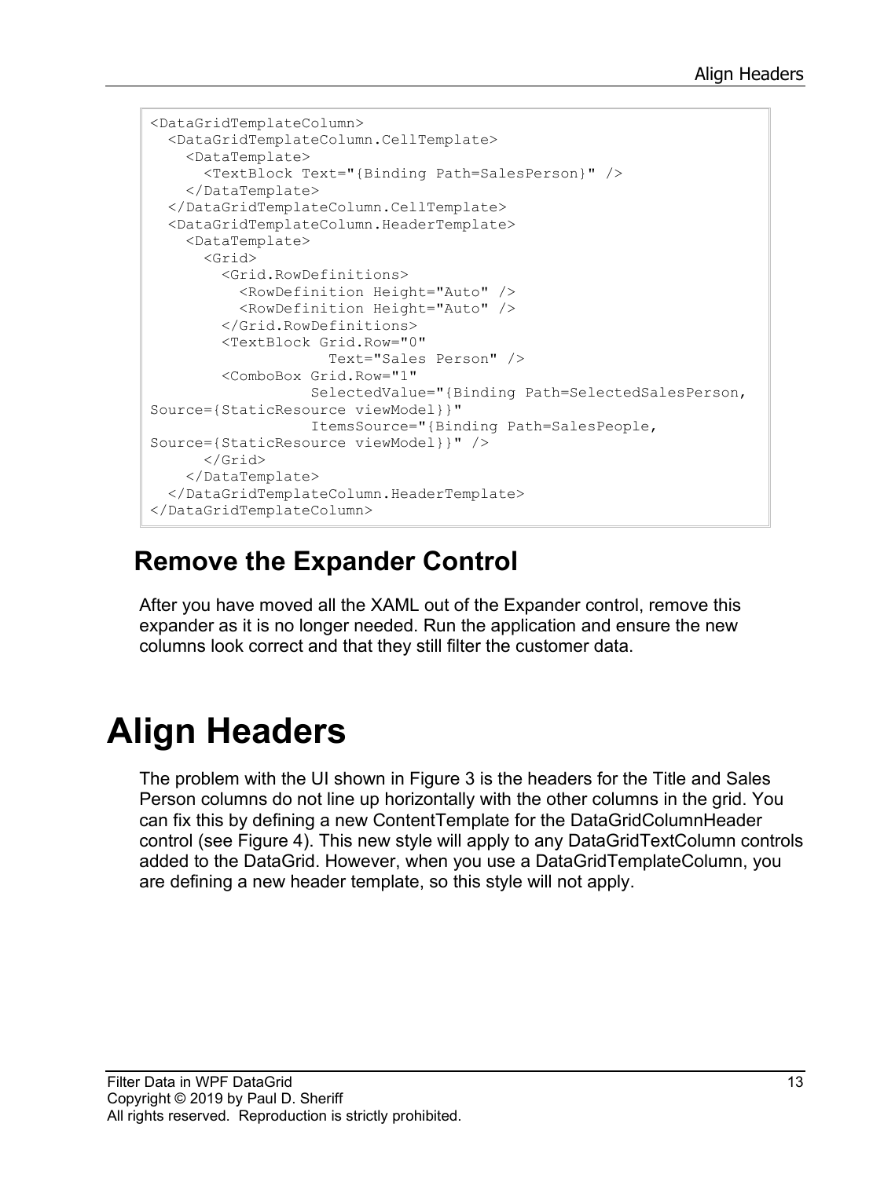```
<DataGridTemplateColumn>
  <DataGridTemplateColumn.CellTemplate>
    <DataTemplate>
      <TextBlock Text="{Binding Path=SalesPerson}" />
    </DataTemplate>
  </DataGridTemplateColumn.CellTemplate>
  <DataGridTemplateColumn.HeaderTemplate>
    <DataTemplate>
      <Grid>
        <Grid.RowDefinitions>
          <RowDefinition Height="Auto" />
          <RowDefinition Height="Auto" />
        </Grid.RowDefinitions>
        <TextBlock Grid.Row="0"
                   Text="Sales Person" />
        <ComboBox Grid.Row="1"
                 SelectedValue="{Binding Path=SelectedSalesPerson,
Source={StaticResource viewModel}}"
                 ItemsSource="{Binding Path=SalesPeople,
Source={StaticResource viewModel}}" />
      </Grid>
    </DataTemplate>
  </DataGridTemplateColumn.HeaderTemplate>
</DataGridTemplateColumn>
```

## Remove the Expander Control

After you have moved all the XAML out of the Expander control, remove this expander as it is no longer needed. Run the application and ensure the new columns look correct and that they still filter the customer data.

# Align Headers

The problem with the UI shown in Figure 3 is the headers for the Title and Sales Person columns do not line up horizontally with the other columns in the grid. You can fix this by defining a new ContentTemplate for the DataGridColumnHeader control (see Figure 4). This new style will apply to any DataGridTextColumn controls added to the DataGrid. However, when you use a DataGridTemplateColumn, you are defining a new header template, so this style will not apply.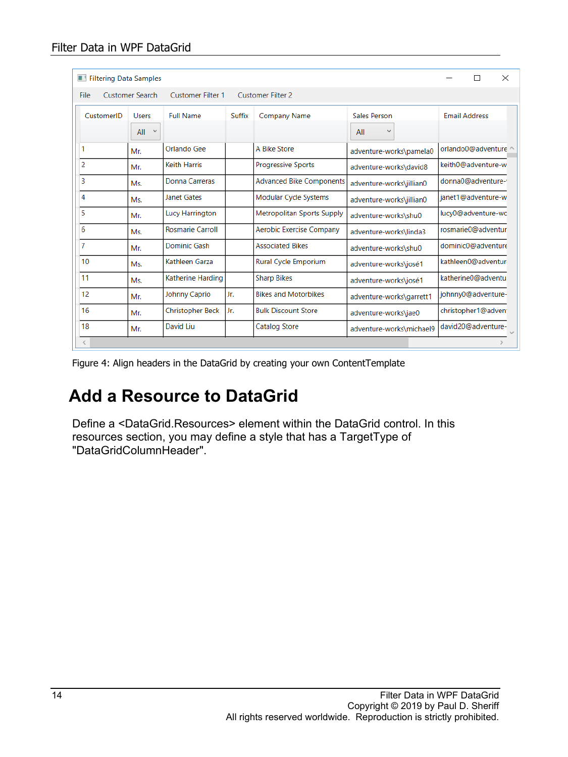Filtering Data Samples

File | Customer Search | Customer Filter 1 | Customer Filter 2

| CustomerID | Users | Full Name | Suffix | Company Name | Sales Person | Email Address |
|---|---|---|---|---|---|---|
| | All | | | | All | |
| 1 | Mr. | Orlando Gee | | A Bike Store | adventure-works\pamela0 | orlando0@adventure |
| 2 | Mr. | Keith Harris | | Progressive Sports | adventure-works\david8 | keith0@adventure-w |
| 3 | Ms. | Donna Carreras | | Advanced Bike Components | adventure-works\jillian0 | donna0@adventure- |
| 4 | Ms. | Janet Gates | | Modular Cycle Systems | adventure-works\jillian0 | janet1@adventure-w |
| 5 | Mr. | Lucy Harrington | | Metropolitan Sports Supply | adventure-works\shu0 | lucy0@adventure-wc |
| 6 | Ms. | Rosmarie Carroll | | Aerobic Exercise Company | adventure-works\linda3 | rosmarie0@adventur |
| 7 | Mr. | Dominic Gash | | Associated Bikes | adventure-works\shu0 | dominic0@adventure |
| 10 | Ms. | Kathleen Garza | | Rural Cycle Emporium | adventure-works\josé1 | kathleen0@adventur |
| 11 | Ms. | Katherine Harding | | Sharp Bikes | adventure-works\josé1 | katherine0@adventu |
| 12 | Mr. | Johnny Caprio | Jr. | Bikes and Motorbikes | adventure-works\garrett1 | johnny0@adventure- |
| 16 | Mr. | Christopher Beck | Jr. | Bulk Discount Store | adventure-works\jae0 | christopher1@adven |
| 18 | Mr. | David Liu | | Catalog Store | adventure-works\michael9 | david20@adventure- |

Figure 4: Align headers in the DataGrid by creating your own ContentTemplate

# Add a Resource to DataGrid

Define a <DataGrid.Resources> element within the DataGrid control. In this resources section, you may define a style that has a TargetType of "DataGridColumnHeader".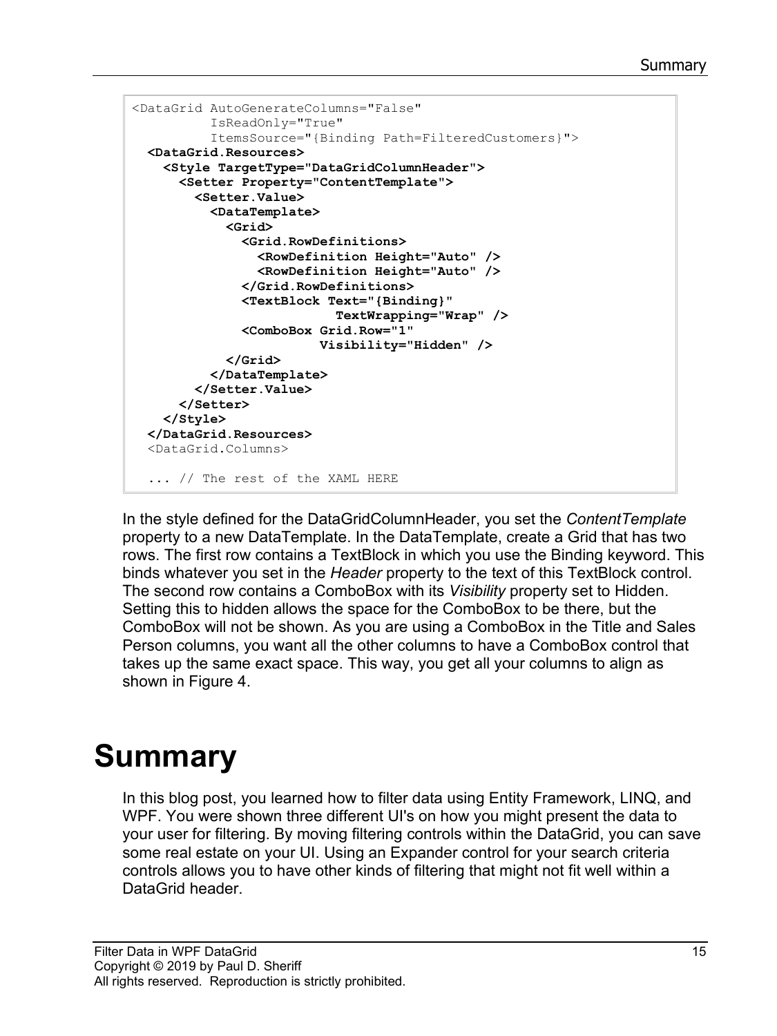```
<DataGrid AutoGenerateColumns="False"
          IsReadOnly="True"
          ItemsSource="{Binding Path=FilteredCustomers}">
  <DataGrid.Resources>
    <Style TargetType="DataGridColumnHeader">
      <Setter Property="ContentTemplate">
        <Setter.Value>
          <DataTemplate>
            <Grid>
              <Grid.RowDefinitions>
                <RowDefinition Height="Auto" />
                <RowDefinition Height="Auto" />
              </Grid.RowDefinitions>
              <TextBlock Text="{Binding}"
                         TextWrapping="Wrap" />
              <ComboBox Grid.Row="1"
                        Visibility="Hidden" />
            </Grid>
          </DataTemplate>
        </Setter.Value>
      </Setter>
    </Style>
  </DataGrid.Resources>
  <DataGrid.Columns>

  ... // The rest of the XAML HERE
```

In the style defined for the DataGridColumnHeader, you set the *ContentTemplate* property to a new DataTemplate. In the DataTemplate, create a Grid that has two rows. The first row contains a TextBlock in which you use the Binding keyword. This binds whatever you set in the *Header* property to the text of this TextBlock control. The second row contains a ComboBox with its *Visibility* property set to Hidden. Setting this to hidden allows the space for the ComboBox to be there, but the ComboBox will not be shown. As you are using a ComboBox in the Title and Sales Person columns, you want all the other columns to have a ComboBox control that takes up the same exact space. This way, you get all your columns to align as shown in Figure 4.

# Summary

In this blog post, you learned how to filter data using Entity Framework, LINQ, and WPF. You were shown three different UI's on how you might present the data to your user for filtering. By moving filtering controls within the DataGrid, you can save some real estate on your UI. Using an Expander control for your search criteria controls allows you to have other kinds of filtering that might not fit well within a DataGrid header.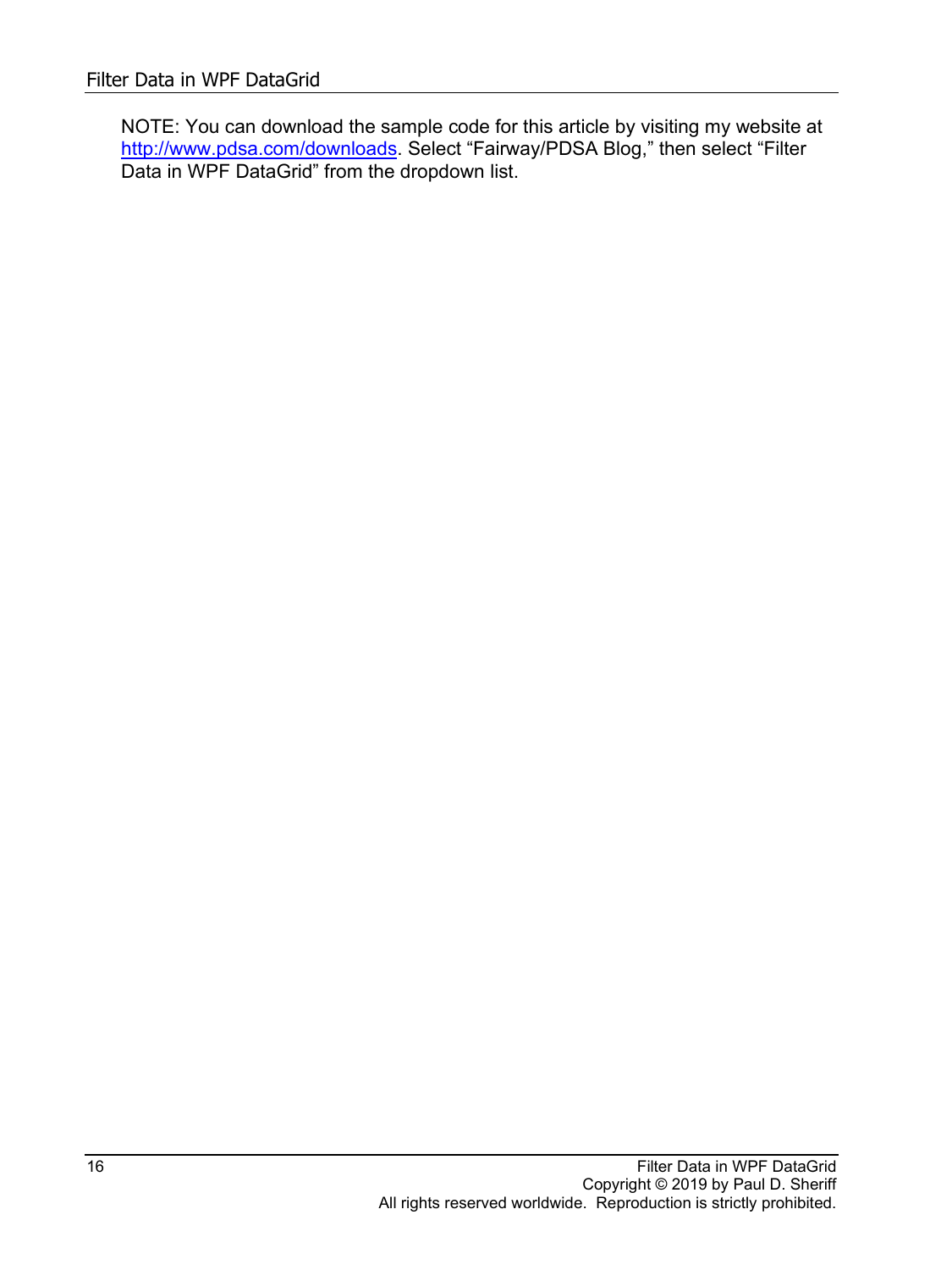NOTE: You can download the sample code for this article by visiting my website at [http://www.pdsa.com/downloads](http://www.pdsa.com/downloads). Select “Fairway/PDSA Blog,” then select “Filter Data in WPF DataGrid” from the dropdown list.